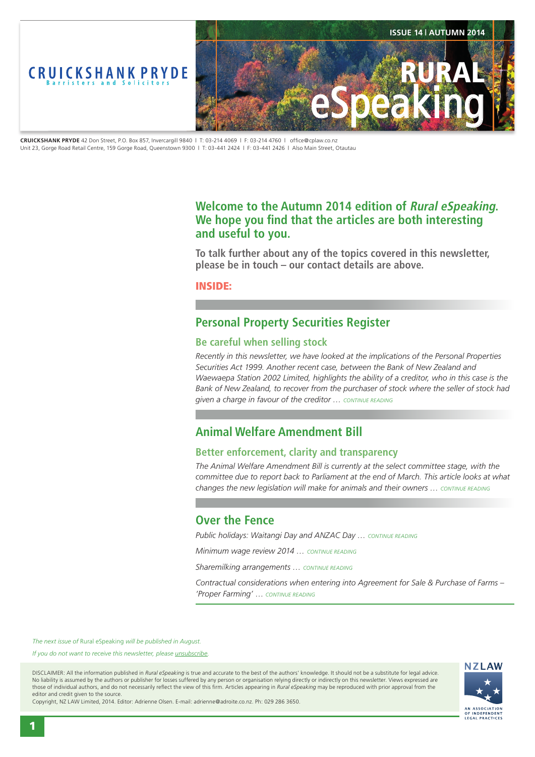# CRUICKSHANK PRYDE

Barristers and Solicitors

ISSUE 14 | AUTUMN 2014

# RURAL eSpeaking

**CRUICKSHANK PRYDE** 42 Don Street, P.O. Box 857, Invercargill 9840 | T: 03-214 4069 | F: 03-214 4760 | office@cplaw.co.nz
Unit 23, Gorge Road Retail Centre, 159 Gorge Road, Queenstown 9300 | T: 03-441 2424 | F: 03-441 2426 | Also Main Street, Otautau

## Welcome to the Autumn 2014 edition of *Rural eSpeaking.* We hope you find that the articles are both interesting and useful to you.

**To talk further about any of the topics covered in this newsletter, please be in touch – our contact details are above.**

**INSIDE:**

## Personal Property Securities Register

### Be careful when selling stock

*Recently in this newsletter, we have looked at the implications of the Personal Properties Securities Act 1999. Another recent case, between the Bank of New Zealand and Waewaepa Station 2002 Limited, highlights the ability of a creditor, who in this case is the Bank of New Zealand, to recover from the purchaser of stock where the seller of stock had given a charge in favour of the creditor …* CONTINUE READING

## Animal Welfare Amendment Bill

### Better enforcement, clarity and transparency

*The Animal Welfare Amendment Bill is currently at the select committee stage, with the committee due to report back to Parliament at the end of March. This article looks at what changes the new legislation will make for animals and their owners …* CONTINUE READING

## Over the Fence

*Public holidays: Waitangi Day and ANZAC Day …* CONTINUE READING

*Minimum wage review 2014 …* CONTINUE READING

*Sharemilking arrangements …* CONTINUE READING

*Contractual considerations when entering into Agreement for Sale & Purchase of Farms – 'Proper Farming' …* CONTINUE READING

*The next issue of* Rural eSpeaking *will be published in August.*

*If you do not want to receive this newsletter, please unsubscribe.*

DISCLAIMER: All the information published in *Rural eSpeaking* is true and accurate to the best of the authors' knowledge. It should not be a substitute for legal advice. No liability is assumed by the authors or publisher for losses suffered by any person or organisation relying directly or indirectly on this newsletter. Views expressed are those of individual authors, and do not necessarily reflect the view of this firm. Articles appearing in *Rural eSpeaking* may be reproduced with prior approval from the editor and credit given to the source.
Copyright, NZ LAW Limited, 2014. Editor: Adrienne Olsen. E-mail: adrienne@adroite.co.nz. Ph: 029 286 3650.

NZLAW
AN ASSOCIATION OF INDEPENDENT LEGAL PRACTICES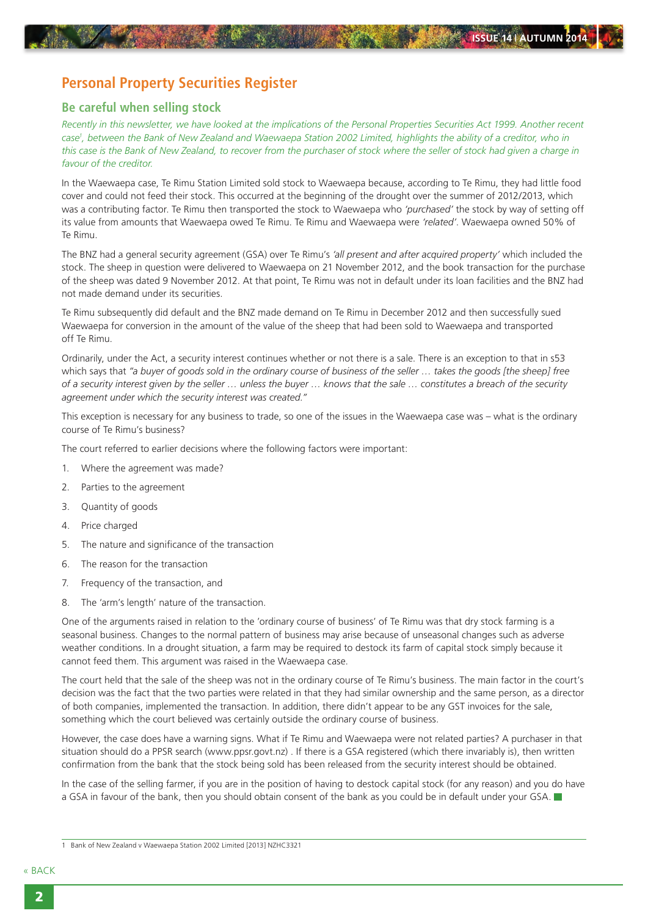# Personal Property Securities Register

## Be careful when selling stock

*Recently in this newsletter, we have looked at the implications of the Personal Properties Securities Act 1999. Another recent case[1], between the Bank of New Zealand and Waewaepa Station 2002 Limited, highlights the ability of a creditor, who in this case is the Bank of New Zealand, to recover from the purchaser of stock where the seller of stock had given a charge in favour of the creditor.*

In the Waewaepa case, Te Rimu Station Limited sold stock to Waewaepa because, according to Te Rimu, they had little food cover and could not feed their stock. This occurred at the beginning of the drought over the summer of 2012/2013, which was a contributing factor. Te Rimu then transported the stock to Waewaepa who *'purchased'* the stock by way of setting off its value from amounts that Waewaepa owed Te Rimu. Te Rimu and Waewaepa were *'related'*. Waewaepa owned 50% of Te Rimu.

The BNZ had a general security agreement (GSA) over Te Rimu's *'all present and after acquired property'* which included the stock. The sheep in question were delivered to Waewaepa on 21 November 2012, and the book transaction for the purchase of the sheep was dated 9 November 2012. At that point, Te Rimu was not in default under its loan facilities and the BNZ had not made demand under its securities.

Te Rimu subsequently did default and the BNZ made demand on Te Rimu in December 2012 and then successfully sued Waewaepa for conversion in the amount of the value of the sheep that had been sold to Waewaepa and transported off Te Rimu.

Ordinarily, under the Act, a security interest continues whether or not there is a sale. There is an exception to that in s53 which says that *"a buyer of goods sold in the ordinary course of business of the seller … takes the goods [the sheep] free of a security interest given by the seller … unless the buyer … knows that the sale … constitutes a breach of the security agreement under which the security interest was created."*

This exception is necessary for any business to trade, so one of the issues in the Waewaepa case was – what is the ordinary course of Te Rimu's business?

The court referred to earlier decisions where the following factors were important:

1. Where the agreement was made?
2. Parties to the agreement
3. Quantity of goods
4. Price charged
5. The nature and significance of the transaction
6. The reason for the transaction
7. Frequency of the transaction, and
8. The 'arm's length' nature of the transaction.

One of the arguments raised in relation to the 'ordinary course of business' of Te Rimu was that dry stock farming is a seasonal business. Changes to the normal pattern of business may arise because of unseasonal changes such as adverse weather conditions. In a drought situation, a farm may be required to destock its farm of capital stock simply because it cannot feed them. This argument was raised in the Waewaepa case.

The court held that the sale of the sheep was not in the ordinary course of Te Rimu's business. The main factor in the court's decision was the fact that the two parties were related in that they had similar ownership and the same person, as a director of both companies, implemented the transaction. In addition, there didn't appear to be any GST invoices for the sale, something which the court believed was certainly outside the ordinary course of business.

However, the case does have a warning signs. What if Te Rimu and Waewaepa were not related parties? A purchaser in that situation should do a PPSR search (www.ppsr.govt.nz) . If there is a GSA registered (which there invariably is), then written confirmation from the bank that the stock being sold has been released from the security interest should be obtained.

In the case of the selling farmer, if you are in the position of having to destock capital stock (for any reason) and you do have a GSA in favour of the bank, then you should obtain consent of the bank as you could be in default under your GSA.

---

1 Bank of New Zealand v Waewaepa Station 2002 Limited [2013] NZHC3321

« BACK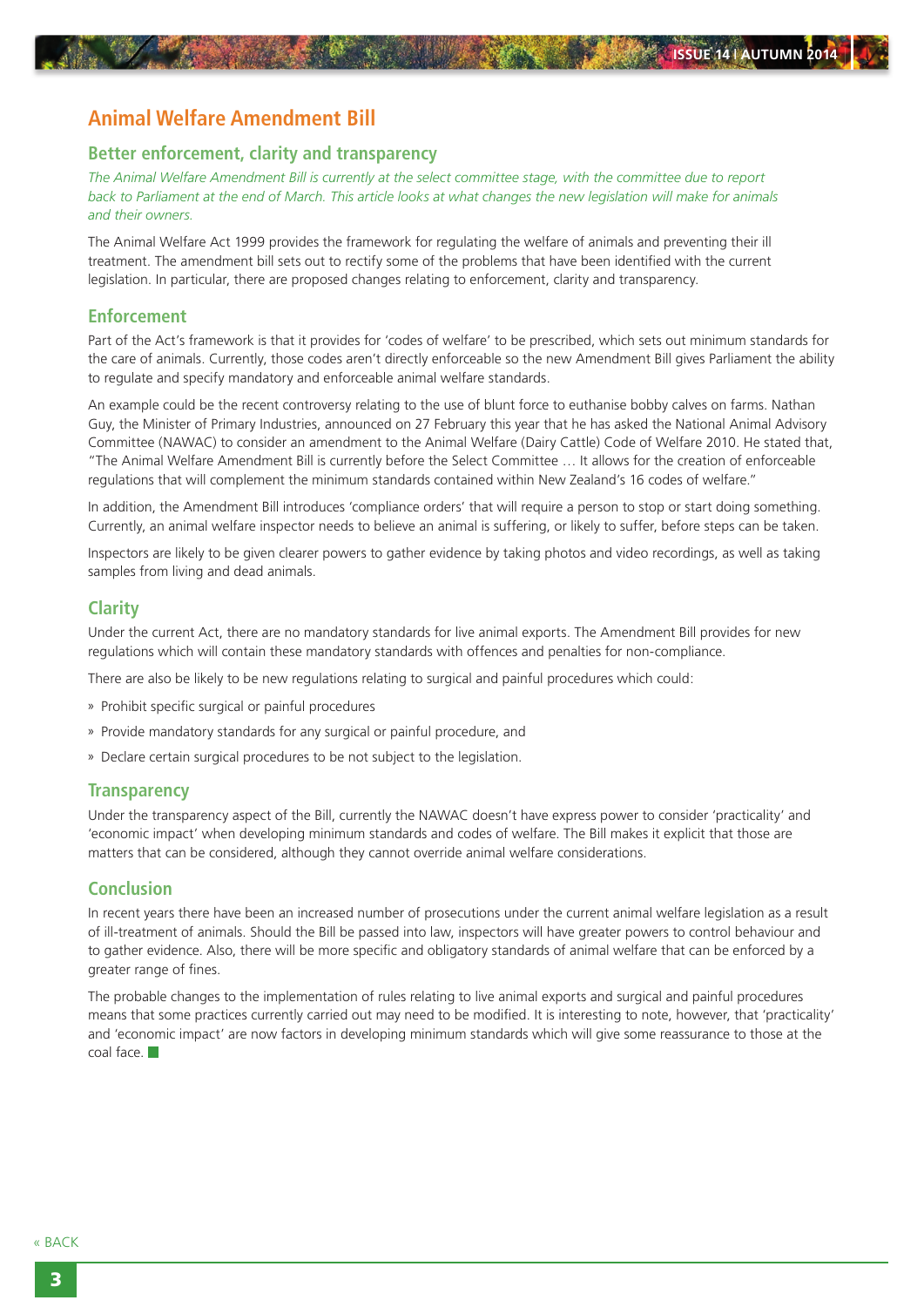# Animal Welfare Amendment Bill

## Better enforcement, clarity and transparency

*The Animal Welfare Amendment Bill is currently at the select committee stage, with the committee due to report back to Parliament at the end of March. This article looks at what changes the new legislation will make for animals and their owners.*

The Animal Welfare Act 1999 provides the framework for regulating the welfare of animals and preventing their ill treatment. The amendment bill sets out to rectify some of the problems that have been identified with the current legislation. In particular, there are proposed changes relating to enforcement, clarity and transparency.

## Enforcement

Part of the Act's framework is that it provides for 'codes of welfare' to be prescribed, which sets out minimum standards for the care of animals. Currently, those codes aren't directly enforceable so the new Amendment Bill gives Parliament the ability to regulate and specify mandatory and enforceable animal welfare standards.

An example could be the recent controversy relating to the use of blunt force to euthanise bobby calves on farms. Nathan Guy, the Minister of Primary Industries, announced on 27 February this year that he has asked the National Animal Advisory Committee (NAWAC) to consider an amendment to the Animal Welfare (Dairy Cattle) Code of Welfare 2010. He stated that, "The Animal Welfare Amendment Bill is currently before the Select Committee … It allows for the creation of enforceable regulations that will complement the minimum standards contained within New Zealand's 16 codes of welfare."

In addition, the Amendment Bill introduces 'compliance orders' that will require a person to stop or start doing something. Currently, an animal welfare inspector needs to believe an animal is suffering, or likely to suffer, before steps can be taken.

Inspectors are likely to be given clearer powers to gather evidence by taking photos and video recordings, as well as taking samples from living and dead animals.

## Clarity

Under the current Act, there are no mandatory standards for live animal exports. The Amendment Bill provides for new regulations which will contain these mandatory standards with offences and penalties for non-compliance.

There are also be likely to be new regulations relating to surgical and painful procedures which could:

- Prohibit specific surgical or painful procedures
- Provide mandatory standards for any surgical or painful procedure, and
- Declare certain surgical procedures to be not subject to the legislation.

## Transparency

Under the transparency aspect of the Bill, currently the NAWAC doesn't have express power to consider 'practicality' and 'economic impact' when developing minimum standards and codes of welfare. The Bill makes it explicit that those are matters that can be considered, although they cannot override animal welfare considerations.

## Conclusion

In recent years there have been an increased number of prosecutions under the current animal welfare legislation as a result of ill-treatment of animals. Should the Bill be passed into law, inspectors will have greater powers to control behaviour and to gather evidence. Also, there will be more specific and obligatory standards of animal welfare that can be enforced by a greater range of fines.

The probable changes to the implementation of rules relating to live animal exports and surgical and painful procedures means that some practices currently carried out may need to be modified. It is interesting to note, however, that 'practicality' and 'economic impact' are now factors in developing minimum standards which will give some reassurance to those at the coal face.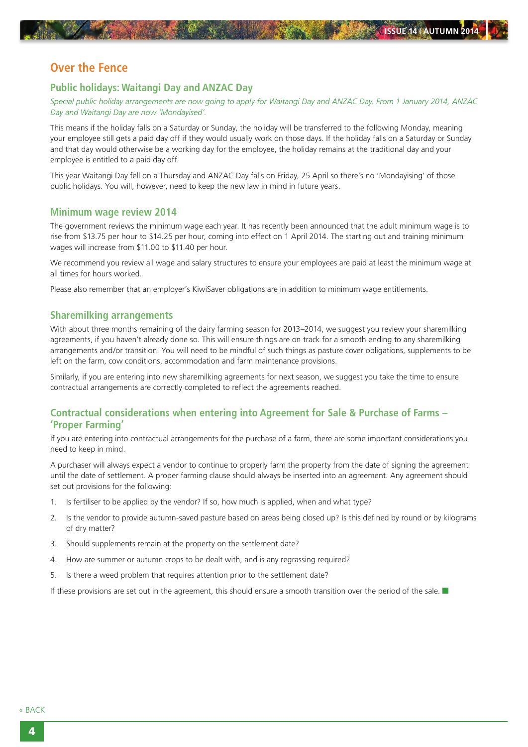## Over the Fence

### Public holidays: Waitangi Day and ANZAC Day

*Special public holiday arrangements are now going to apply for Waitangi Day and ANZAC Day. From 1 January 2014, ANZAC Day and Waitangi Day are now 'Mondayised'.*

This means if the holiday falls on a Saturday or Sunday, the holiday will be transferred to the following Monday, meaning your employee still gets a paid day off if they would usually work on those days. If the holiday falls on a Saturday or Sunday and that day would otherwise be a working day for the employee, the holiday remains at the traditional day and your employee is entitled to a paid day off.

This year Waitangi Day fell on a Thursday and ANZAC Day falls on Friday, 25 April so there's no 'Mondayising' of those public holidays. You will, however, need to keep the new law in mind in future years.

### Minimum wage review 2014

The government reviews the minimum wage each year. It has recently been announced that the adult minimum wage is to rise from $13.75 per hour to $14.25 per hour, coming into effect on 1 April 2014. The starting out and training minimum wages will increase from $11.00 to $11.40 per hour.

We recommend you review all wage and salary structures to ensure your employees are paid at least the minimum wage at all times for hours worked.

Please also remember that an employer's KiwiSaver obligations are in addition to minimum wage entitlements.

### Sharemilking arrangements

With about three months remaining of the dairy farming season for 2013–2014, we suggest you review your sharemilking agreements, if you haven't already done so. This will ensure things are on track for a smooth ending to any sharemilking arrangements and/or transition. You will need to be mindful of such things as pasture cover obligations, supplements to be left on the farm, cow conditions, accommodation and farm maintenance provisions.

Similarly, if you are entering into new sharemilking agreements for next season, we suggest you take the time to ensure contractual arrangements are correctly completed to reflect the agreements reached.

### Contractual considerations when entering into Agreement for Sale & Purchase of Farms – 'Proper Farming'

If you are entering into contractual arrangements for the purchase of a farm, there are some important considerations you need to keep in mind.

A purchaser will always expect a vendor to continue to properly farm the property from the date of signing the agreement until the date of settlement. A proper farming clause should always be inserted into an agreement. Any agreement should set out provisions for the following:

1. Is fertiliser to be applied by the vendor? If so, how much is applied, when and what type?
2. Is the vendor to provide autumn-saved pasture based on areas being closed up? Is this defined by round or by kilograms of dry matter?
3. Should supplements remain at the property on the settlement date?
4. How are summer or autumn crops to be dealt with, and is any regrassing required?
5. Is there a weed problem that requires attention prior to the settlement date?

If these provisions are set out in the agreement, this should ensure a smooth transition over the period of the sale.

« BACK